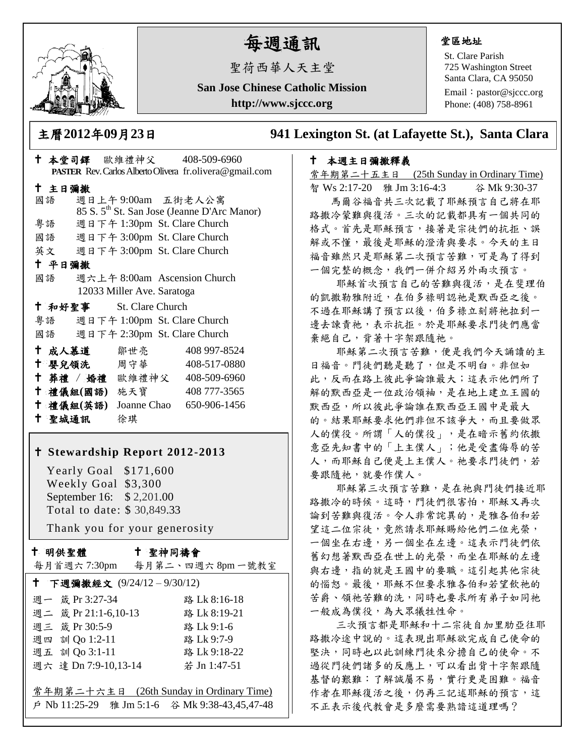# 每週通訊

聖荷西華人天主堂

**San Jose Chinese Catholic Mission**

**http://www.sjccc.org**

**堂區地址**

St. Clare Parish
725 Washington Street
Santa Clara, CA 95050
Email：pastor@sjccc.org
Phone: (408) 758-8961

## 主曆2012年09月23日　　941 Lexington St. (at Lafayette St.), Santa Clara

**† 本堂司鐸**　歐維禮神父　408-509-6960
**PASTER** Rev. Carlos Alberto Olivera fr.olivera@gmail.com

**† 主日彌撒**

國語　週日上午 9:00am 五街老人公寓
85 S. 5th St. San Jose (Jeanne D'Arc Manor)
粵語　週日下午 1:30pm St. Clare Church
國語　週日下午 3:00pm St. Clare Church
英文　週日下午 3:00pm St. Clare Church

**† 平日彌撒**

國語　週六上午 8:00am Ascension Church
12033 Miller Ave. Saratoga

**† 和好聖事**　St. Clare Church

粵語　週日下午 1:00pm St. Clare Church
國語　週日下午 2:30pm St. Clare Church

| | | |
|---|---|---|
| **† 成人慕道** | 鄒世亮 | 408 997-8524 |
| **† 嬰兒領洗** | 周守華 | 408-517-0880 |
| **† 葬禮 / 婚禮** | 歐維禮神父 | 408-509-6960 |
| **† 禮儀組(國語)** | 施天寶 | 408 777-3565 |
| **† 禮儀組(英語)** | Joanne Chao | 650-906-1456 |
| **† 聖城通訊** | 徐琪 | |

**† Stewardship Report 2012-2013**

Yearly Goal $171,600
Weekly Goal $3,300
September 16: $ 2,201.00
Total to date: $ 30,849.33

Thank you for your generosity

**† 明供聖體**　每月首週六 7:30pm

**† 聖神同禱會**　每月第二、四週六 8pm 一號教室

**† 下週彌撒經文** (9/24/12 – 9/30/12)

| | |
|---|---|
| 週一 箴 Pr 3:27-34 | 路 Lk 8:16-18 |
| 週二 箴 Pr 21:1-6,10-13 | 路 Lk 8:19-21 |
| 週三 箴 Pr 30:5-9 | 路 Lk 9:1-6 |
| 週四 訓 Qo 1:2-11 | 路 Lk 9:7-9 |
| 週五 訓 Qo 3:1-11 | 路 Lk 9:18-22 |
| 週六 達 Dn 7:9-10,13-14 | 若 Jn 1:47-51 |

常年期第二十六主日 (26th Sunday in Ordinary Time)
戶 Nb 11:25-29　雅 Jm 5:1-6　谷 Mk 9:38-43,45,47-48

**† 本週主日彌撒釋義**

常年期第二十五主日 (25th Sunday in Ordinary Time)
智 Ws 2:17-20　雅 Jm 3:16-4:3　谷 Mk 9:30-37

馬爾谷福音共三次記載了耶穌預言自己將在耶路撒冷蒙難與復活。三次的記載都具有一個共同的格式。首先是耶穌預言，接著是宗徒們的抗拒、誤解或不懂，最後是耶穌的澄清與要求。今天的主日福音雖然只是耶穌第二次預言苦難，可是為了得到一個完整的概念，我們一併介紹另外兩次預言。

耶穌首次預言自己的苦難與復活，是在斐理伯的凱撒勒雅附近，在伯多祿明認祂是默西亞之後。不過在耶穌講了預言以後，伯多祿立刻將祂拉到一邊去諫責祂，表示抗拒。於是耶穌要求門徒們應當棄絕自己，背著十字架跟隨祂。

耶穌第二次預言苦難，便是我們今天誦讀的主日福音。門徒們聽是聽了，但是不明白。非但如此，反而在路上彼此爭論誰最大；這表示他們所了解的默西亞是一位政治領袖，是在地上建立王國的默西亞，所以彼此爭論誰在默西亞王國中是最大的。結果耶穌要求他們非但不該爭大，而且要做眾人的僕役。所謂「人的僕役」，是在暗示舊約依撒意亞先知書中的「上主僕人」；他是受盡侮辱的苦人，而耶穌自己便是上主僕人。祂要求門徒們，若要跟隨祂，就要作僕人。

耶穌第三次預言苦難，是在祂與門徒們接近耶路撒冷的時候。這時，門徒們很害怕，耶穌又再次論到苦難與復活。令人非常詫異的，是雅各伯和若望這二位宗徒，竟然請求耶穌賜給他們二位光榮，一個坐在右邊，另一個坐在左邊。這表示門徒們依舊幻想著默西亞在世上的光榮，而坐在耶穌的左邊與右邊，指的就是王國中的要職。這引起其他宗徒的惱怒。最後，耶穌不但要求雅各伯和若望飲祂的苦爵、領祂苦難的洗，同時也要求所有弟子如同祂一般成為僕役，為大眾犧牲性命。

三次預言都是耶穌和十二宗徒自加里肋亞往耶路撒冷途中說的。這表現出耶穌欲完成自己使命的堅決，同時也以此訓練門徒來分擔自己的使命。不過從門徒們諸多的反應上，可以看出背十字架跟隨基督的艱難：了解誠屬不易，實行更是困難。福音作者在耶穌復活之後，仍再三記述耶穌的預言，這不正表示後代教會是多麼需要熟諳這道理嗎？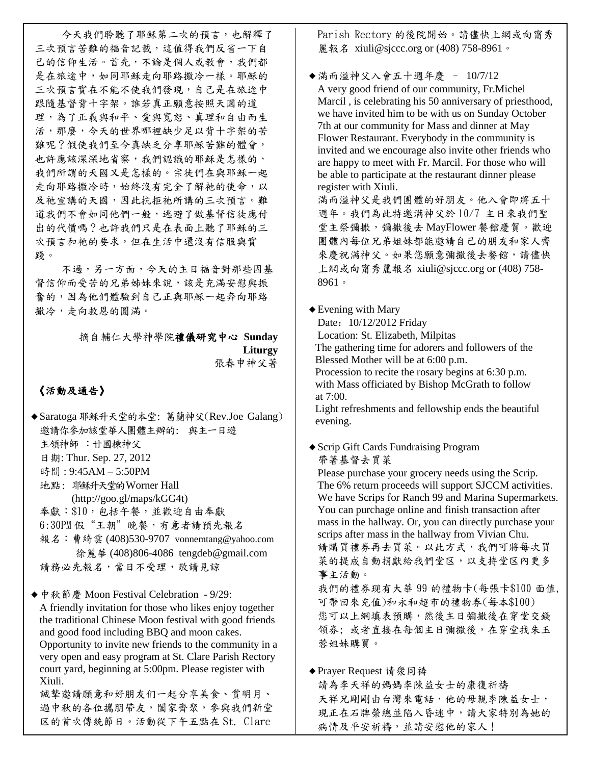今天我們聆聽了耶穌第二次的預言，也解釋了三次預言苦難的福音記載，這值得我們反省一下自己的信仰生活。首先，不論是個人或教會，我們都是在旅途中，如同耶穌走向耶路撒冷一樣。耶穌的三次預言實在不能不使我們發現，自己是在旅途中跟隨基督背十字架。誰若真正願意按照天國的道理，為了正義與和平、愛與寬恕、真理和自由而生活，那麼，今天的世界哪裡缺少足以背十字架的苦難呢？假使我們至今真缺乏分享耶穌苦難的體會，也許應該深深地省察，我們認識的耶穌是怎樣的，我們所謂的天國又是怎樣的。宗徒們在與耶穌一起走向耶路撒冷時，始終沒有完全了解祂的使命，以及祂宣講的天國，因此抗拒祂所講的三次預言。難道我們不會如同他們一般，逃避了做基督信徒應付出的代價嗎？也許我們只是在表面上聽了耶穌的三次預言和祂的要求，但在生活中還沒有信服與實踐。

不過，另一方面，今天的主日福音對那些因基督信仰而受苦的兄姊妹來說，該是充滿安慰與振奮的，因為他們體驗到自己正與耶穌一起奔向耶路撒冷，走向救恩的圓滿。

摘自輔仁大學神學院**禮儀研究中心 Sunday Liturgy**
張春申神父著

## 《活動及通告》

◆ Saratoga 耶穌升天堂的本堂: 葛蘭神父(Rev.Joe Galang) 邀請你參加該堂華人團體主辦的: 與主一日遊
主領神師 ：甘國棟神父
日期: Thur. Sep. 27, 2012
時間 : 9:45AM – 5:50PM
地點: 耶穌升天堂的Worner Hall
(http://goo.gl/maps/kGG4t)
奉獻：$10，包括午餐，並歡迎自由奉獻
6:30PM 假"王朝"晚餐，有意者請預先報名
報名：曹綺雲 (408)530-9707 vonnemtang@yahoo.com
徐麗華 (408)806-4086 tengdeb@gmail.com
請務必先報名，當日不受理，敬請見諒

◆ 中秋節慶 Moon Festival Celebration - 9/29:
A friendly invitation for those who likes enjoy together the traditional Chinese Moon festival with good friends and good food including BBQ and moon cakes. Opportunity to invite new friends to the community in a very open and easy program at St. Clare Parish Rectory court yard, beginning at 5:00pm. Please register with Xiuli.
誠摯邀請願意和好朋友們一起分享美食、賞明月、過中秋的各位攜朋帶友，闔家齊聚，參與我們新堂区的首次傳統節日。活動從下午五點在 St. Clare Parish Rectory 的後院開始。請儘快上網或向甯秀麗報名 xiuli@sjccc.org or (408) 758-8961。

◆ 滿而溢神父入會五十週年慶 – 10/7/12
A very good friend of our community, Fr.Michel Marcil , is celebrating his 50 anniversary of priesthood, we have invited him to be with us on Sunday October 7th at our community for Mass and dinner at May Flower Restaurant. Everybody in the community is invited and we encourage also invite other friends who are happy to meet with Fr. Marcil. For those who will be able to participate at the restaurant dinner please register with Xiuli.
滿而溢神父是我們團體的好朋友。他入會即將五十週年。我們為此特邀滿神父於 10/7 主日來我們聖堂主祭彌撒，彌撒後去 MayFlower 餐館慶賀。歡迎團體內每位兄弟姐妹都能邀請自己的朋友和家人齊來慶祝滿神父。如果您願意彌撒後去餐館，請儘快上網或向甯秀麗報名 xiuli@sjccc.org or (408) 758-8961。

◆ Evening with Mary
Date：10/12/2012 Friday
Location: St. Elizabeth, Milpitas
The gathering time for adorers and followers of the Blessed Mother will be at 6:00 p.m.
Procession to recite the rosary begins at 6:30 p.m. with Mass officiated by Bishop McGrath to follow at 7:00.
Light refreshments and fellowship ends the beautiful evening.

◆ Scrip Gift Cards Fundraising Program
帶著基督去買菜
Please purchase your grocery needs using the Scrip. The 6% return proceeds will support SJCCM activities. We have Scrips for Ranch 99 and Marina Supermarkets. You can purchage online and finish transaction after mass in the hallway. Or, you can directly purchase your scrips after mass in the hallway from Vivian Chu.
請購買禮券再去買菜。以此方式，我們可將每次買菜的提成自動捐獻給我們堂区，以支持堂区內更多事主活動。
我們的禮券現有大華 99 的禮物卡(每張卡$100 面值,可帶回來充值)和永和超市的禮物券(每本$100)
您可以上網填表預購，然後主日彌撒後在穿堂交錢领券; 或者直接在每個主日彌撒後，在穿堂找朱玉蓉姐妹購買。

◆ Prayer Request 請衆同祷
請為李天祥的媽媽李陳益女士的康復祈禱
天祥兄剛剛由台灣來電話，他的母親李陳益女士，現正在石牌榮總並陷入昏迷中，請大家特別為她的病情及平安祈禱，並請安慰他的家人！